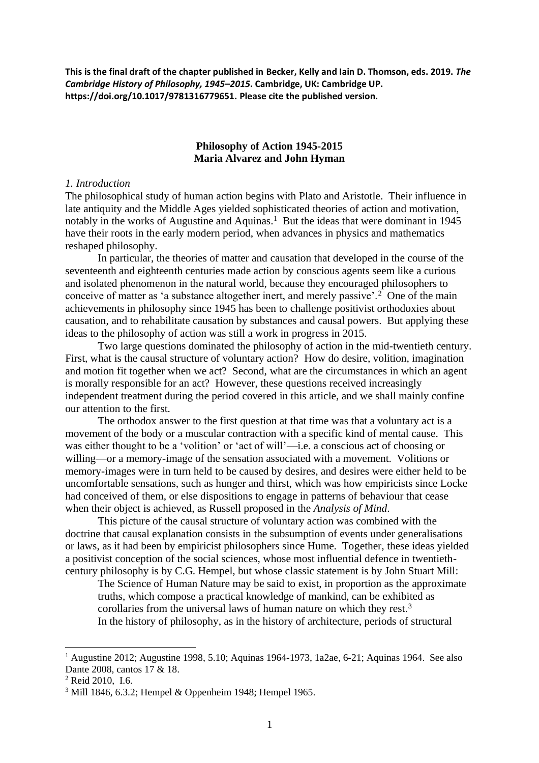**This is the final draft of the chapter published in Becker, Kelly and Iain D. Thomson, eds. 2019. *The Cambridge History of Philosophy, 1945–2015*. Cambridge, UK: Cambridge UP. https://doi.org/10.1017/9781316779651. Please cite the published version.**

# Philosophy of Action 1945-2015

**Maria Alvarez and John Hyman**

## *1. Introduction*

The philosophical study of human action begins with Plato and Aristotle. Their influence in late antiquity and the Middle Ages yielded sophisticated theories of action and motivation, notably in the works of Augustine and Aquinas.[1] But the ideas that were dominant in 1945 have their roots in the early modern period, when advances in physics and mathematics reshaped philosophy.

In particular, the theories of matter and causation that developed in the course of the seventeenth and eighteenth centuries made action by conscious agents seem like a curious and isolated phenomenon in the natural world, because they encouraged philosophers to conceive of matter as 'a substance altogether inert, and merely passive'.[2] One of the main achievements in philosophy since 1945 has been to challenge positivist orthodoxies about causation, and to rehabilitate causation by substances and causal powers. But applying these ideas to the philosophy of action was still a work in progress in 2015.

Two large questions dominated the philosophy of action in the mid-twentieth century. First, what is the causal structure of voluntary action? How do desire, volition, imagination and motion fit together when we act? Second, what are the circumstances in which an agent is morally responsible for an act? However, these questions received increasingly independent treatment during the period covered in this article, and we shall mainly confine our attention to the first.

The orthodox answer to the first question at that time was that a voluntary act is a movement of the body or a muscular contraction with a specific kind of mental cause. This was either thought to be a 'volition' or 'act of will'—i.e. a conscious act of choosing or willing—or a memory-image of the sensation associated with a movement. Volitions or memory-images were in turn held to be caused by desires, and desires were either held to be uncomfortable sensations, such as hunger and thirst, which was how empiricists since Locke had conceived of them, or else dispositions to engage in patterns of behaviour that cease when their object is achieved, as Russell proposed in the *Analysis of Mind*.

This picture of the causal structure of voluntary action was combined with the doctrine that causal explanation consists in the subsumption of events under generalisations or laws, as it had been by empiricist philosophers since Hume. Together, these ideas yielded a positivist conception of the social sciences, whose most influential defence in twentieth-century philosophy is by C.G. Hempel, but whose classic statement is by John Stuart Mill:

> The Science of Human Nature may be said to exist, in proportion as the approximate truths, which compose a practical knowledge of mankind, can be exhibited as corollaries from the universal laws of human nature on which they rest.[3]

In the history of philosophy, as in the history of architecture, periods of structural

---

[1] Augustine 2012; Augustine 1998, 5.10; Aquinas 1964-1973, 1a2ae, 6-21; Aquinas 1964. See also Dante 2008, cantos 17 & 18.

[2] Reid 2010, I.6.

[3] Mill 1846, 6.3.2; Hempel & Oppenheim 1948; Hempel 1965.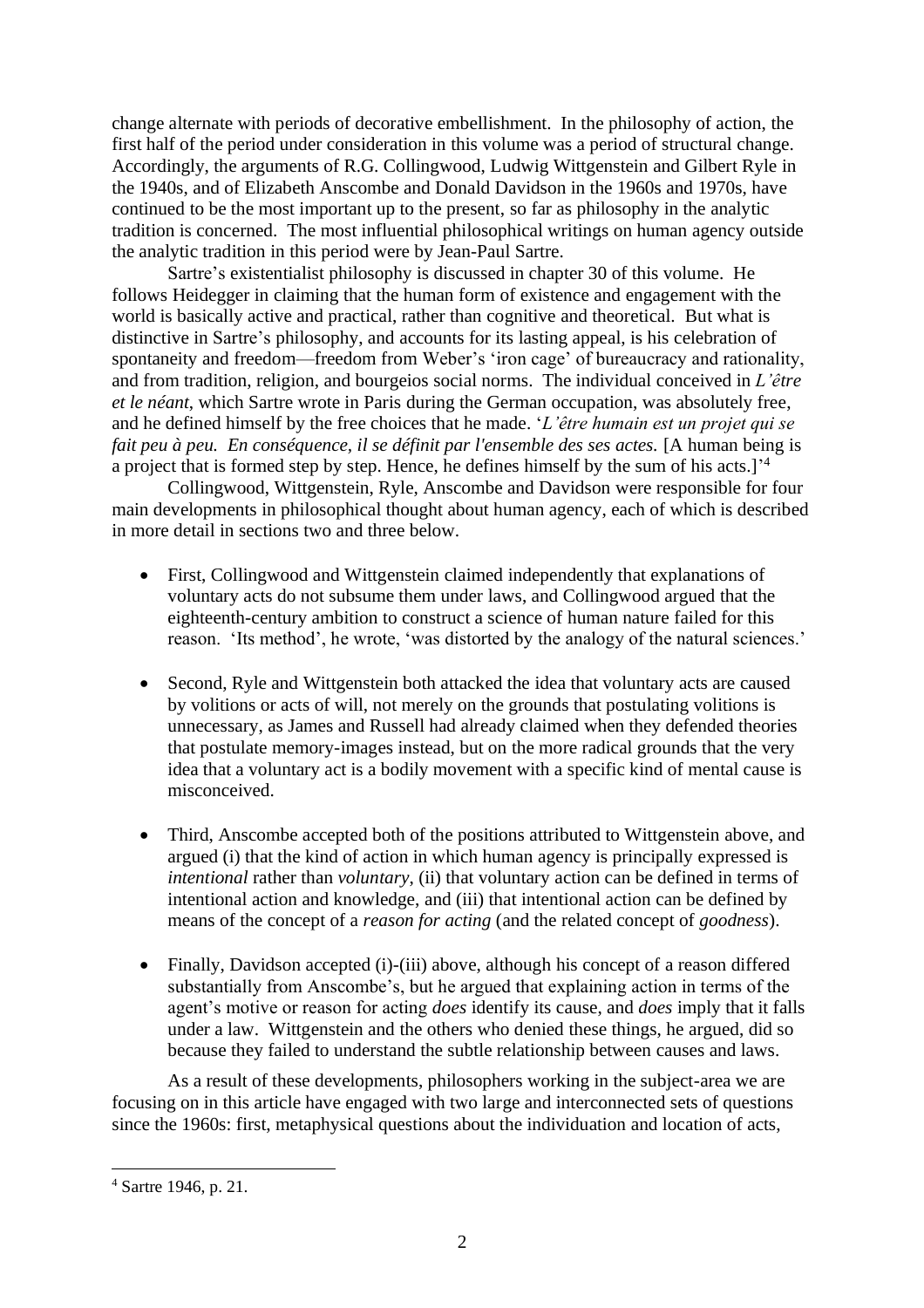change alternate with periods of decorative embellishment. In the philosophy of action, the first half of the period under consideration in this volume was a period of structural change. Accordingly, the arguments of R.G. Collingwood, Ludwig Wittgenstein and Gilbert Ryle in the 1940s, and of Elizabeth Anscombe and Donald Davidson in the 1960s and 1970s, have continued to be the most important up to the present, so far as philosophy in the analytic tradition is concerned. The most influential philosophical writings on human agency outside the analytic tradition in this period were by Jean-Paul Sartre.

Sartre's existentialist philosophy is discussed in chapter 30 of this volume. He follows Heidegger in claiming that the human form of existence and engagement with the world is basically active and practical, rather than cognitive and theoretical. But what is distinctive in Sartre's philosophy, and accounts for its lasting appeal, is his celebration of spontaneity and freedom—freedom from Weber's 'iron cage' of bureaucracy and rationality, and from tradition, religion, and bourgeios social norms. The individual conceived in *L'être et le néant*, which Sartre wrote in Paris during the German occupation, was absolutely free, and he defined himself by the free choices that he made. '*L'être humain est un projet qui se fait peu à peu. En conséquence, il se définit par l'ensemble des ses actes.* [A human being is a project that is formed step by step. Hence, he defines himself by the sum of his acts.]'[4]

Collingwood, Wittgenstein, Ryle, Anscombe and Davidson were responsible for four main developments in philosophical thought about human agency, each of which is described in more detail in sections two and three below.

- First, Collingwood and Wittgenstein claimed independently that explanations of voluntary acts do not subsume them under laws, and Collingwood argued that the eighteenth-century ambition to construct a science of human nature failed for this reason. 'Its method', he wrote, 'was distorted by the analogy of the natural sciences.'

- Second, Ryle and Wittgenstein both attacked the idea that voluntary acts are caused by volitions or acts of will, not merely on the grounds that postulating volitions is unnecessary, as James and Russell had already claimed when they defended theories that postulate memory-images instead, but on the more radical grounds that the very idea that a voluntary act is a bodily movement with a specific kind of mental cause is misconceived.

- Third, Anscombe accepted both of the positions attributed to Wittgenstein above, and argued (i) that the kind of action in which human agency is principally expressed is *intentional* rather than *voluntary*, (ii) that voluntary action can be defined in terms of intentional action and knowledge, and (iii) that intentional action can be defined by means of the concept of a *reason for acting* (and the related concept of *goodness*).

- Finally, Davidson accepted (i)-(iii) above, although his concept of a reason differed substantially from Anscombe's, but he argued that explaining action in terms of the agent's motive or reason for acting *does* identify its cause, and *does* imply that it falls under a law. Wittgenstein and the others who denied these things, he argued, did so because they failed to understand the subtle relationship between causes and laws.

As a result of these developments, philosophers working in the subject-area we are focusing on in this article have engaged with two large and interconnected sets of questions since the 1960s: first, metaphysical questions about the individuation and location of acts,

[4] Sartre 1946, p. 21.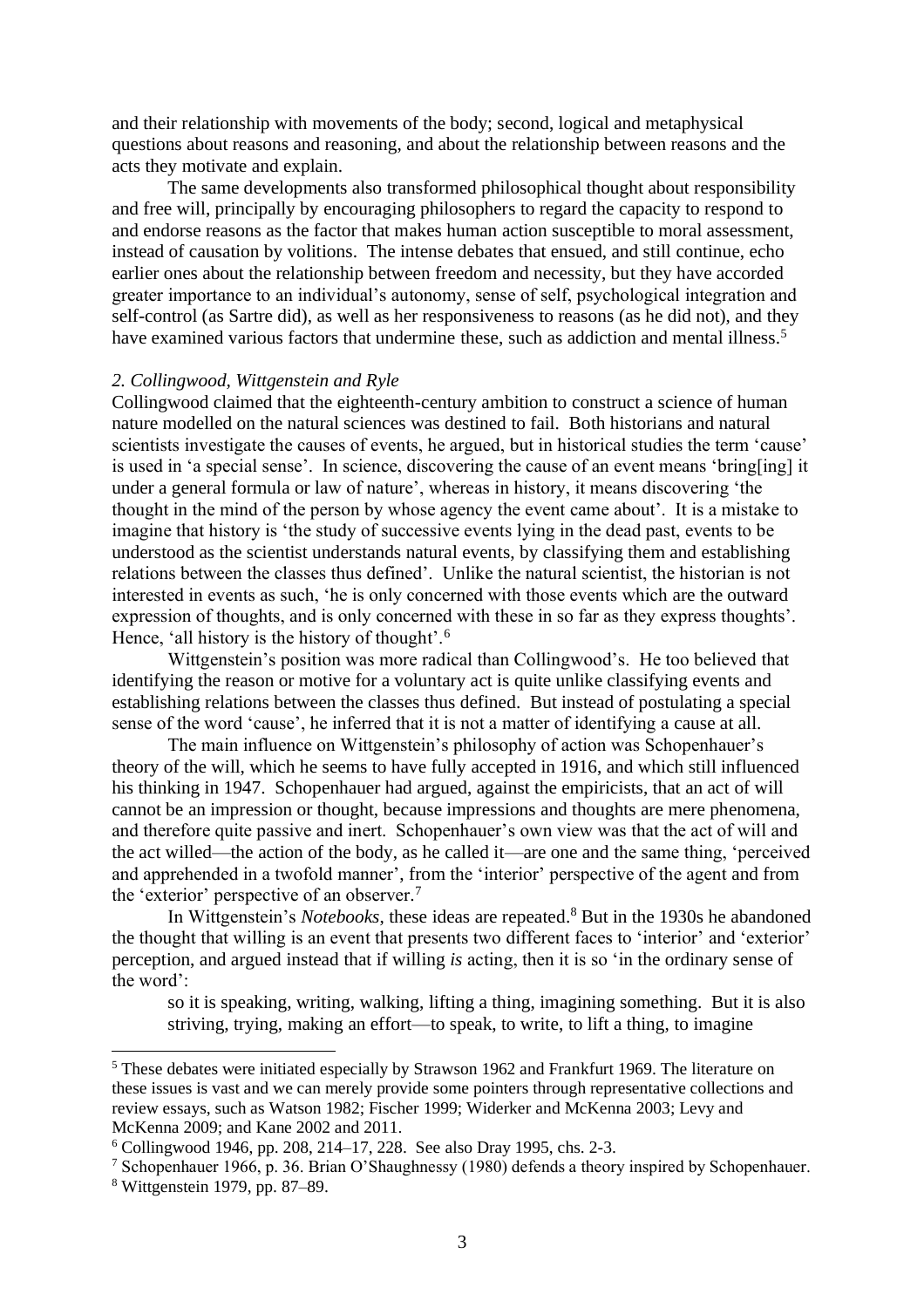and their relationship with movements of the body; second, logical and metaphysical questions about reasons and reasoning, and about the relationship between reasons and the acts they motivate and explain.

The same developments also transformed philosophical thought about responsibility and free will, principally by encouraging philosophers to regard the capacity to respond to and endorse reasons as the factor that makes human action susceptible to moral assessment, instead of causation by volitions. The intense debates that ensued, and still continue, echo earlier ones about the relationship between freedom and necessity, but they have accorded greater importance to an individual's autonomy, sense of self, psychological integration and self-control (as Sartre did), as well as her responsiveness to reasons (as he did not), and they have examined various factors that undermine these, such as addiction and mental illness.[5]

*2. Collingwood, Wittgenstein and Ryle*

Collingwood claimed that the eighteenth-century ambition to construct a science of human nature modelled on the natural sciences was destined to fail. Both historians and natural scientists investigate the causes of events, he argued, but in historical studies the term 'cause' is used in 'a special sense'. In science, discovering the cause of an event means 'bring[ing] it under a general formula or law of nature', whereas in history, it means discovering 'the thought in the mind of the person by whose agency the event came about'. It is a mistake to imagine that history is 'the study of successive events lying in the dead past, events to be understood as the scientist understands natural events, by classifying them and establishing relations between the classes thus defined'. Unlike the natural scientist, the historian is not interested in events as such, 'he is only concerned with those events which are the outward expression of thoughts, and is only concerned with these in so far as they express thoughts'. Hence, 'all history is the history of thought'.[6]

Wittgenstein's position was more radical than Collingwood's. He too believed that identifying the reason or motive for a voluntary act is quite unlike classifying events and establishing relations between the classes thus defined. But instead of postulating a special sense of the word 'cause', he inferred that it is not a matter of identifying a cause at all.

The main influence on Wittgenstein's philosophy of action was Schopenhauer's theory of the will, which he seems to have fully accepted in 1916, and which still influenced his thinking in 1947. Schopenhauer had argued, against the empiricists, that an act of will cannot be an impression or thought, because impressions and thoughts are mere phenomena, and therefore quite passive and inert. Schopenhauer's own view was that the act of will and the act willed—the action of the body, as he called it—are one and the same thing, 'perceived and apprehended in a twofold manner', from the 'interior' perspective of the agent and from the 'exterior' perspective of an observer.[7]

In Wittgenstein's *Notebooks*, these ideas are repeated.[8] But in the 1930s he abandoned the thought that willing is an event that presents two different faces to 'interior' and 'exterior' perception, and argued instead that if willing *is* acting, then it is so 'in the ordinary sense of the word':

> so it is speaking, writing, walking, lifting a thing, imagining something. But it is also striving, trying, making an effort—to speak, to write, to lift a thing, to imagine

---

[5] These debates were initiated especially by Strawson 1962 and Frankfurt 1969. The literature on these issues is vast and we can merely provide some pointers through representative collections and review essays, such as Watson 1982; Fischer 1999; Widerker and McKenna 2003; Levy and McKenna 2009; and Kane 2002 and 2011.

[6] Collingwood 1946, pp. 208, 214–17, 228. See also Dray 1995, chs. 2-3.

[7] Schopenhauer 1966, p. 36. Brian O'Shaughnessy (1980) defends a theory inspired by Schopenhauer.

[8] Wittgenstein 1979, pp. 87–89.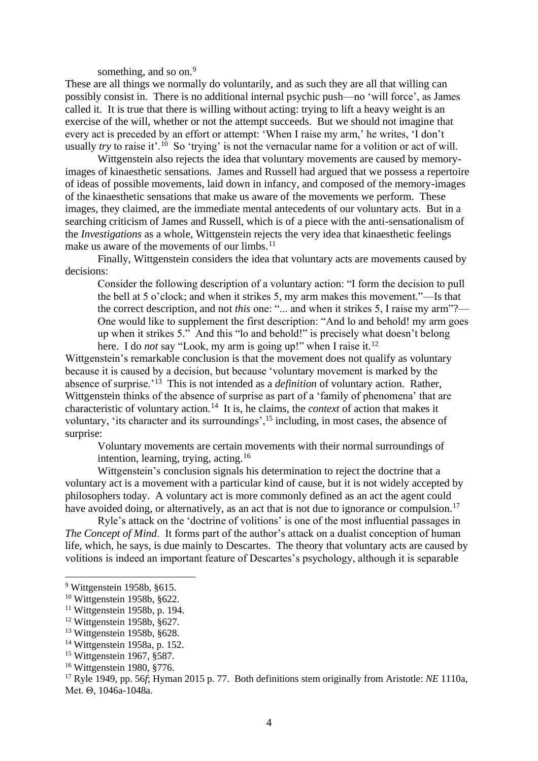something, and so on.[9]

These are all things we normally do voluntarily, and as such they are all that willing can possibly consist in. There is no additional internal psychic push—no 'will force', as James called it. It is true that there is willing without acting: trying to lift a heavy weight is an exercise of the will, whether or not the attempt succeeds. But we should not imagine that every act is preceded by an effort or attempt: 'When I raise my arm,' he writes, 'I don't usually *try* to raise it'.[10] So 'trying' is not the vernacular name for a volition or act of will.

Wittgenstein also rejects the idea that voluntary movements are caused by memory-images of kinaesthetic sensations. James and Russell had argued that we possess a repertoire of ideas of possible movements, laid down in infancy, and composed of the memory-images of the kinaesthetic sensations that make us aware of the movements we perform. These images, they claimed, are the immediate mental antecedents of our voluntary acts. But in a searching criticism of James and Russell, which is of a piece with the anti-sensationalism of the *Investigations* as a whole, Wittgenstein rejects the very idea that kinaesthetic feelings make us aware of the movements of our limbs.[11]

Finally, Wittgenstein considers the idea that voluntary acts are movements caused by decisions:

> Consider the following description of a voluntary action: "I form the decision to pull the bell at 5 o'clock; and when it strikes 5, my arm makes this movement."—Is that the correct description, and not *this* one: "... and when it strikes 5, I raise my arm"?—One would like to supplement the first description: "And lo and behold! my arm goes up when it strikes 5." And this "lo and behold!" is precisely what doesn't belong here. I do *not* say "Look, my arm is going up!" when I raise it.[12]

Wittgenstein's remarkable conclusion is that the movement does not qualify as voluntary because it is caused by a decision, but because 'voluntary movement is marked by the absence of surprise.'[13] This is not intended as a *definition* of voluntary action. Rather, Wittgenstein thinks of the absence of surprise as part of a 'family of phenomena' that are characteristic of voluntary action.[14] It is, he claims, the *context* of action that makes it voluntary, 'its character and its surroundings',[15] including, in most cases, the absence of surprise:

> Voluntary movements are certain movements with their normal surroundings of intention, learning, trying, acting.[16]

Wittgenstein's conclusion signals his determination to reject the doctrine that a voluntary act is a movement with a particular kind of cause, but it is not widely accepted by philosophers today. A voluntary act is more commonly defined as an act the agent could have avoided doing, or alternatively, as an act that is not due to ignorance or compulsion.[17]

Ryle's attack on the 'doctrine of volitions' is one of the most influential passages in *The Concept of Mind*. It forms part of the author's attack on a dualist conception of human life, which, he says, is due mainly to Descartes. The theory that voluntary acts are caused by volitions is indeed an important feature of Descartes's psychology, although it is separable

---

[9] Wittgenstein 1958b, §615.

[10] Wittgenstein 1958b, §622.

[11] Wittgenstein 1958b, p. 194.

[12] Wittgenstein 1958b, §627.

[13] Wittgenstein 1958b, §628.

[14] Wittgenstein 1958a, p. 152.

[15] Wittgenstein 1967, §587.

[16] Wittgenstein 1980, §776.

[17] Ryle 1949, pp. 56*f*; Hyman 2015 p. 77. Both definitions stem originally from Aristotle: *NE* 1110a, Met. Θ, 1046a-1048a.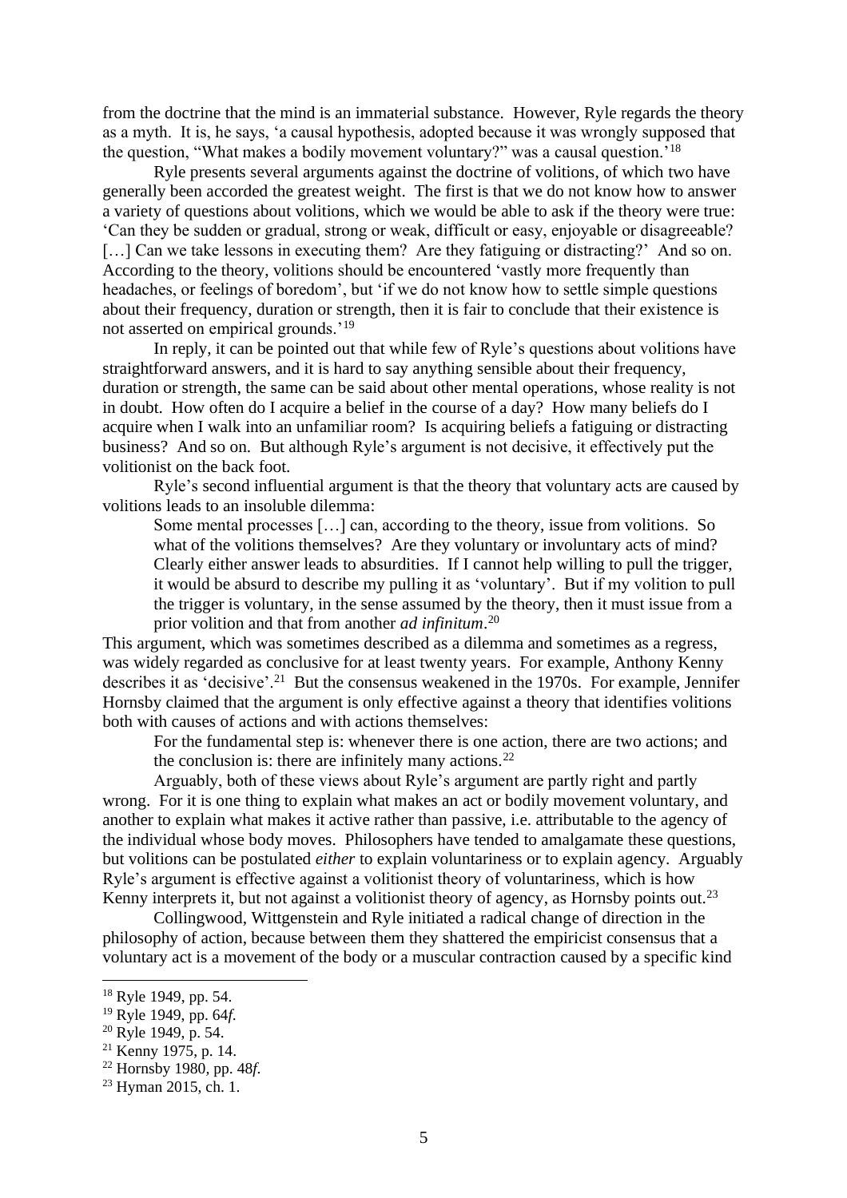from the doctrine that the mind is an immaterial substance. However, Ryle regards the theory as a myth. It is, he says, 'a causal hypothesis, adopted because it was wrongly supposed that the question, "What makes a bodily movement voluntary?" was a causal question.'[18]

Ryle presents several arguments against the doctrine of volitions, of which two have generally been accorded the greatest weight. The first is that we do not know how to answer a variety of questions about volitions, which we would be able to ask if the theory were true: 'Can they be sudden or gradual, strong or weak, difficult or easy, enjoyable or disagreeable? […] Can we take lessons in executing them? Are they fatiguing or distracting?' And so on. According to the theory, volitions should be encountered 'vastly more frequently than headaches, or feelings of boredom', but 'if we do not know how to settle simple questions about their frequency, duration or strength, then it is fair to conclude that their existence is not asserted on empirical grounds.'[19]

In reply, it can be pointed out that while few of Ryle's questions about volitions have straightforward answers, and it is hard to say anything sensible about their frequency, duration or strength, the same can be said about other mental operations, whose reality is not in doubt. How often do I acquire a belief in the course of a day? How many beliefs do I acquire when I walk into an unfamiliar room? Is acquiring beliefs a fatiguing or distracting business? And so on. But although Ryle's argument is not decisive, it effectively put the volitionist on the back foot.

Ryle's second influential argument is that the theory that voluntary acts are caused by volitions leads to an insoluble dilemma:

> Some mental processes […] can, according to the theory, issue from volitions. So what of the volitions themselves? Are they voluntary or involuntary acts of mind? Clearly either answer leads to absurdities. If I cannot help willing to pull the trigger, it would be absurd to describe my pulling it as 'voluntary'. But if my volition to pull the trigger is voluntary, in the sense assumed by the theory, then it must issue from a prior volition and that from another *ad infinitum*.[20]

This argument, which was sometimes described as a dilemma and sometimes as a regress, was widely regarded as conclusive for at least twenty years. For example, Anthony Kenny describes it as 'decisive'.[21] But the consensus weakened in the 1970s. For example, Jennifer Hornsby claimed that the argument is only effective against a theory that identifies volitions both with causes of actions and with actions themselves:

> For the fundamental step is: whenever there is one action, there are two actions; and the conclusion is: there are infinitely many actions.[22]

Arguably, both of these views about Ryle's argument are partly right and partly wrong. For it is one thing to explain what makes an act or bodily movement voluntary, and another to explain what makes it active rather than passive, i.e. attributable to the agency of the individual whose body moves. Philosophers have tended to amalgamate these questions, but volitions can be postulated *either* to explain voluntariness or to explain agency. Arguably Ryle's argument is effective against a volitionist theory of voluntariness, which is how Kenny interprets it, but not against a volitionist theory of agency, as Hornsby points out.[23]

Collingwood, Wittgenstein and Ryle initiated a radical change of direction in the philosophy of action, because between them they shattered the empiricist consensus that a voluntary act is a movement of the body or a muscular contraction caused by a specific kind

---

[18] Ryle 1949, pp. 54.

[19] Ryle 1949, pp. 64*f*.

[20] Ryle 1949, p. 54.

[21] Kenny 1975, p. 14.

[22] Hornsby 1980, pp. 48*f*.

[23] Hyman 2015, ch. 1.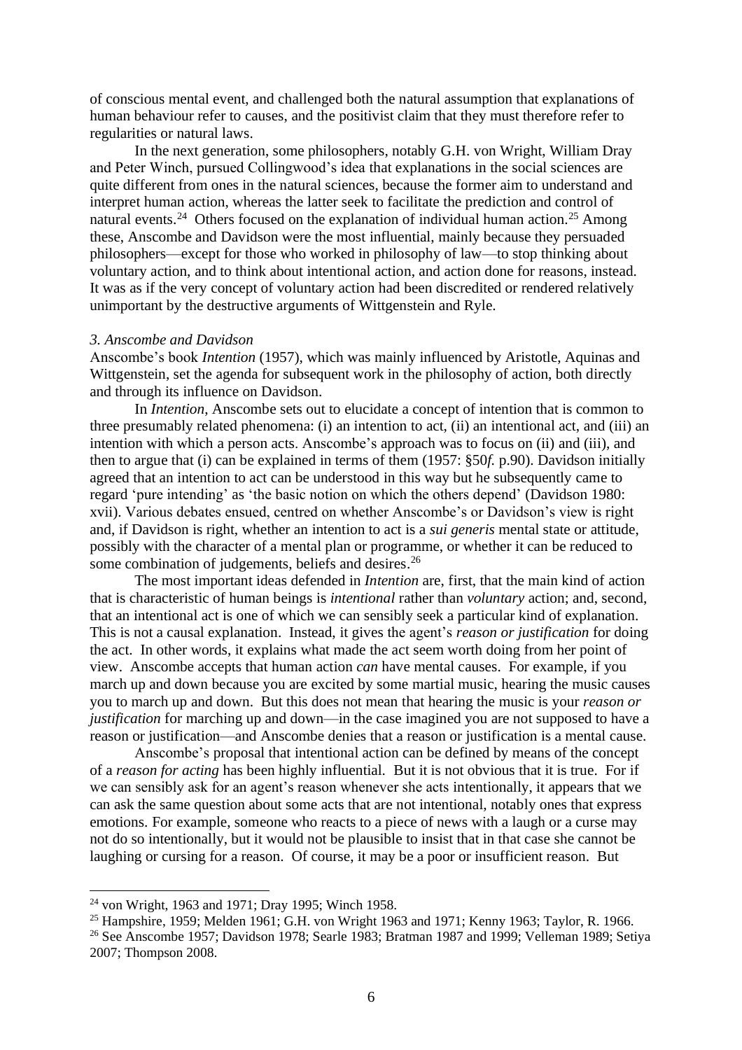of conscious mental event, and challenged both the natural assumption that explanations of human behaviour refer to causes, and the positivist claim that they must therefore refer to regularities or natural laws.

In the next generation, some philosophers, notably G.H. von Wright, William Dray and Peter Winch, pursued Collingwood's idea that explanations in the social sciences are quite different from ones in the natural sciences, because the former aim to understand and interpret human action, whereas the latter seek to facilitate the prediction and control of natural events.[24] Others focused on the explanation of individual human action.[25] Among these, Anscombe and Davidson were the most influential, mainly because they persuaded philosophers—except for those who worked in philosophy of law—to stop thinking about voluntary action, and to think about intentional action, and action done for reasons, instead. It was as if the very concept of voluntary action had been discredited or rendered relatively unimportant by the destructive arguments of Wittgenstein and Ryle.

### *3. Anscombe and Davidson*

Anscombe's book *Intention* (1957), which was mainly influenced by Aristotle, Aquinas and Wittgenstein, set the agenda for subsequent work in the philosophy of action, both directly and through its influence on Davidson.

In *Intention*, Anscombe sets out to elucidate a concept of intention that is common to three presumably related phenomena: (i) an intention to act, (ii) an intentional act, and (iii) an intention with which a person acts. Anscombe's approach was to focus on (ii) and (iii), and then to argue that (i) can be explained in terms of them (1957: §50*f.* p.90). Davidson initially agreed that an intention to act can be understood in this way but he subsequently came to regard 'pure intending' as 'the basic notion on which the others depend' (Davidson 1980: xvii). Various debates ensued, centred on whether Anscombe's or Davidson's view is right and, if Davidson is right, whether an intention to act is a *sui generis* mental state or attitude, possibly with the character of a mental plan or programme, or whether it can be reduced to some combination of judgements, beliefs and desires.[26]

The most important ideas defended in *Intention* are, first, that the main kind of action that is characteristic of human beings is *intentional* rather than *voluntary* action; and, second, that an intentional act is one of which we can sensibly seek a particular kind of explanation. This is not a causal explanation. Instead, it gives the agent's *reason or justification* for doing the act. In other words, it explains what made the act seem worth doing from her point of view. Anscombe accepts that human action *can* have mental causes. For example, if you march up and down because you are excited by some martial music, hearing the music causes you to march up and down. But this does not mean that hearing the music is your *reason or justification* for marching up and down—in the case imagined you are not supposed to have a reason or justification—and Anscombe denies that a reason or justification is a mental cause.

Anscombe's proposal that intentional action can be defined by means of the concept of a *reason for acting* has been highly influential. But it is not obvious that it is true. For if we can sensibly ask for an agent's reason whenever she acts intentionally, it appears that we can ask the same question about some acts that are not intentional, notably ones that express emotions. For example, someone who reacts to a piece of news with a laugh or a curse may not do so intentionally, but it would not be plausible to insist that in that case she cannot be laughing or cursing for a reason. Of course, it may be a poor or insufficient reason. But

---

[24] von Wright, 1963 and 1971; Dray 1995; Winch 1958.

[25] Hampshire, 1959; Melden 1961; G.H. von Wright 1963 and 1971; Kenny 1963; Taylor, R. 1966.

[26] See Anscombe 1957; Davidson 1978; Searle 1983; Bratman 1987 and 1999; Velleman 1989; Setiya 2007; Thompson 2008.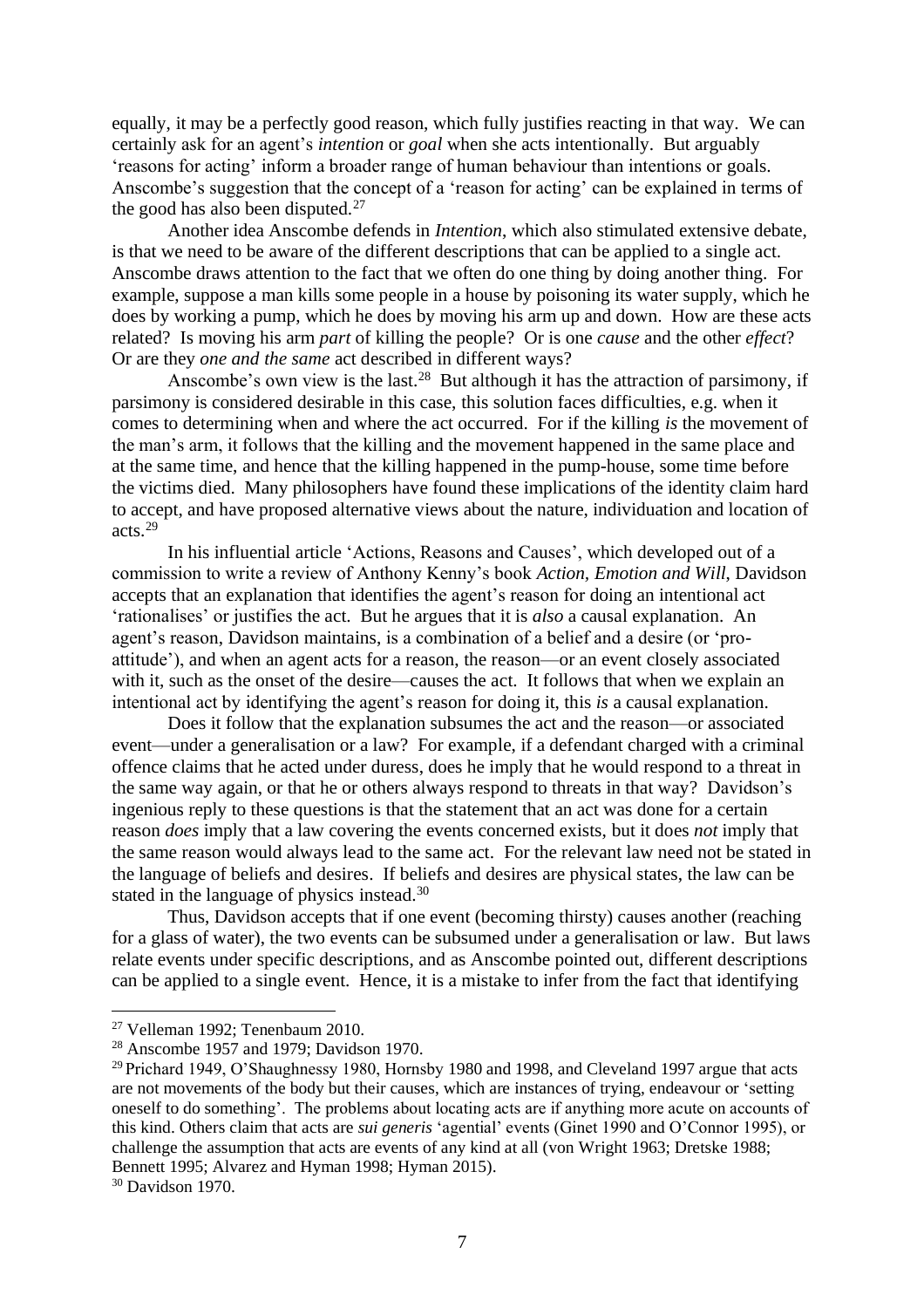equally, it may be a perfectly good reason, which fully justifies reacting in that way. We can certainly ask for an agent's *intention* or *goal* when she acts intentionally. But arguably 'reasons for acting' inform a broader range of human behaviour than intentions or goals. Anscombe's suggestion that the concept of a 'reason for acting' can be explained in terms of the good has also been disputed.[27]

Another idea Anscombe defends in *Intention*, which also stimulated extensive debate, is that we need to be aware of the different descriptions that can be applied to a single act. Anscombe draws attention to the fact that we often do one thing by doing another thing. For example, suppose a man kills some people in a house by poisoning its water supply, which he does by working a pump, which he does by moving his arm up and down. How are these acts related? Is moving his arm *part* of killing the people? Or is one *cause* and the other *effect*? Or are they *one and the same* act described in different ways?

Anscombe's own view is the last.[28] But although it has the attraction of parsimony, if parsimony is considered desirable in this case, this solution faces difficulties, e.g. when it comes to determining when and where the act occurred. For if the killing *is* the movement of the man's arm, it follows that the killing and the movement happened in the same place and at the same time, and hence that the killing happened in the pump-house, some time before the victims died. Many philosophers have found these implications of the identity claim hard to accept, and have proposed alternative views about the nature, individuation and location of acts.[29]

In his influential article 'Actions, Reasons and Causes', which developed out of a commission to write a review of Anthony Kenny's book *Action, Emotion and Will*, Davidson accepts that an explanation that identifies the agent's reason for doing an intentional act 'rationalises' or justifies the act. But he argues that it is *also* a causal explanation. An agent's reason, Davidson maintains, is a combination of a belief and a desire (or 'pro-attitude'), and when an agent acts for a reason, the reason—or an event closely associated with it, such as the onset of the desire—causes the act. It follows that when we explain an intentional act by identifying the agent's reason for doing it, this *is* a causal explanation.

Does it follow that the explanation subsumes the act and the reason—or associated event—under a generalisation or a law? For example, if a defendant charged with a criminal offence claims that he acted under duress, does he imply that he would respond to a threat in the same way again, or that he or others always respond to threats in that way? Davidson's ingenious reply to these questions is that the statement that an act was done for a certain reason *does* imply that a law covering the events concerned exists, but it does *not* imply that the same reason would always lead to the same act. For the relevant law need not be stated in the language of beliefs and desires. If beliefs and desires are physical states, the law can be stated in the language of physics instead.[30]

Thus, Davidson accepts that if one event (becoming thirsty) causes another (reaching for a glass of water), the two events can be subsumed under a generalisation or law. But laws relate events under specific descriptions, and as Anscombe pointed out, different descriptions can be applied to a single event. Hence, it is a mistake to infer from the fact that identifying

---

[27] Velleman 1992; Tenenbaum 2010.

[28] Anscombe 1957 and 1979; Davidson 1970.

[29] Prichard 1949, O'Shaughnessy 1980, Hornsby 1980 and 1998, and Cleveland 1997 argue that acts are not movements of the body but their causes, which are instances of trying, endeavour or 'setting oneself to do something'. The problems about locating acts are if anything more acute on accounts of this kind. Others claim that acts are *sui generis* 'agential' events (Ginet 1990 and O'Connor 1995), or challenge the assumption that acts are events of any kind at all (von Wright 1963; Dretske 1988; Bennett 1995; Alvarez and Hyman 1998; Hyman 2015).

[30] Davidson 1970.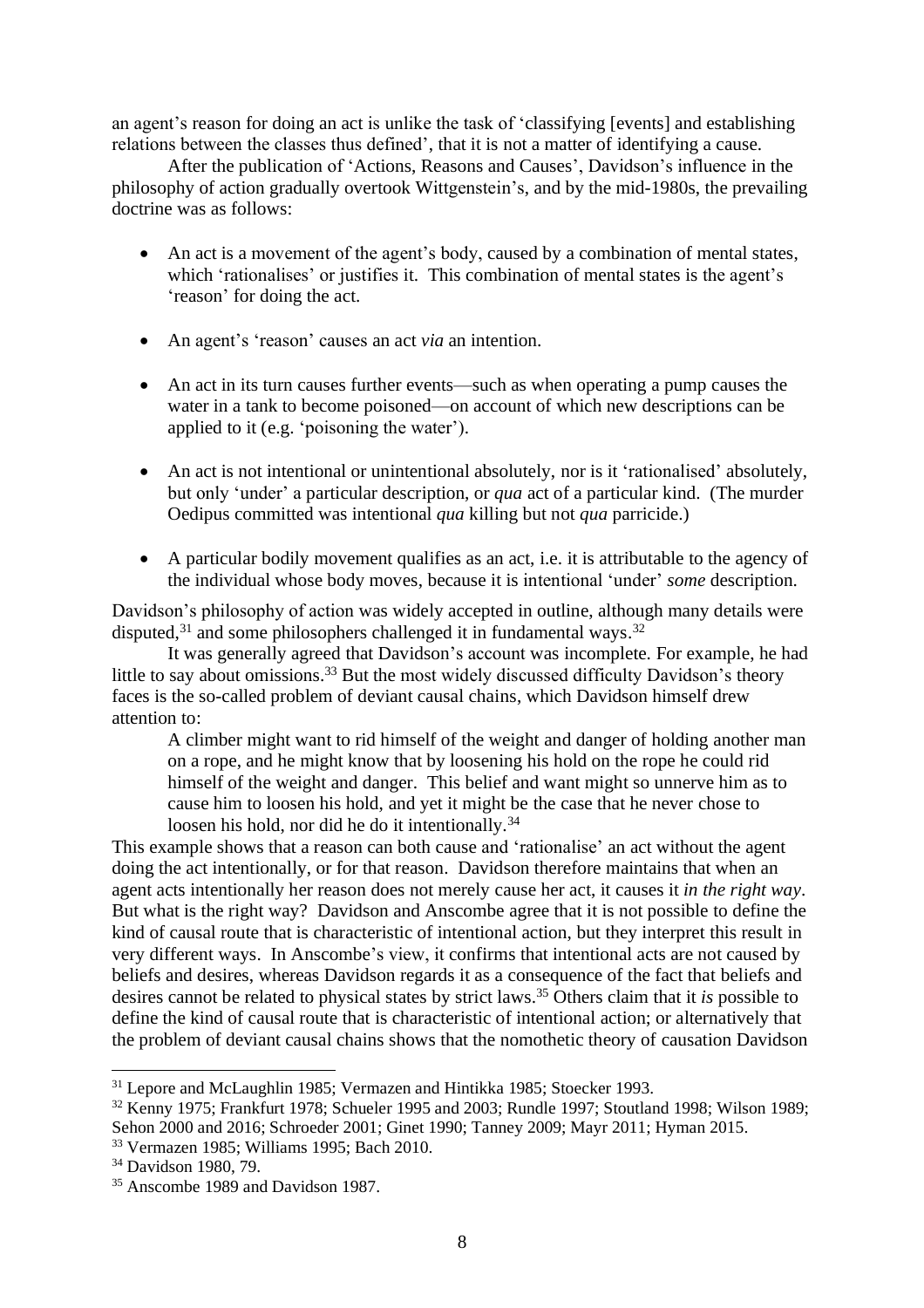an agent's reason for doing an act is unlike the task of 'classifying [events] and establishing relations between the classes thus defined', that it is not a matter of identifying a cause.

After the publication of 'Actions, Reasons and Causes', Davidson's influence in the philosophy of action gradually overtook Wittgenstein's, and by the mid-1980s, the prevailing doctrine was as follows:

- An act is a movement of the agent's body, caused by a combination of mental states, which 'rationalises' or justifies it. This combination of mental states is the agent's 'reason' for doing the act.
- An agent's 'reason' causes an act *via* an intention.
- An act in its turn causes further events—such as when operating a pump causes the water in a tank to become poisoned—on account of which new descriptions can be applied to it (e.g. 'poisoning the water').
- An act is not intentional or unintentional absolutely, nor is it 'rationalised' absolutely, but only 'under' a particular description, or *qua* act of a particular kind. (The murder Oedipus committed was intentional *qua* killing but not *qua* parricide.)
- A particular bodily movement qualifies as an act, i.e. it is attributable to the agency of the individual whose body moves, because it is intentional 'under' *some* description.

Davidson's philosophy of action was widely accepted in outline, although many details were disputed,[31] and some philosophers challenged it in fundamental ways.[32]

It was generally agreed that Davidson's account was incomplete. For example, he had little to say about omissions.[33] But the most widely discussed difficulty Davidson's theory faces is the so-called problem of deviant causal chains, which Davidson himself drew attention to:

> A climber might want to rid himself of the weight and danger of holding another man on a rope, and he might know that by loosening his hold on the rope he could rid himself of the weight and danger. This belief and want might so unnerve him as to cause him to loosen his hold, and yet it might be the case that he never chose to loosen his hold, nor did he do it intentionally.[34]

This example shows that a reason can both cause and 'rationalise' an act without the agent doing the act intentionally, or for that reason. Davidson therefore maintains that when an agent acts intentionally her reason does not merely cause her act, it causes it *in the right way*. But what is the right way? Davidson and Anscombe agree that it is not possible to define the kind of causal route that is characteristic of intentional action, but they interpret this result in very different ways. In Anscombe's view, it confirms that intentional acts are not caused by beliefs and desires, whereas Davidson regards it as a consequence of the fact that beliefs and desires cannot be related to physical states by strict laws.[35] Others claim that it *is* possible to define the kind of causal route that is characteristic of intentional action; or alternatively that the problem of deviant causal chains shows that the nomothetic theory of causation Davidson

---

[31] Lepore and McLaughlin 1985; Vermazen and Hintikka 1985; Stoecker 1993.

[32] Kenny 1975; Frankfurt 1978; Schueler 1995 and 2003; Rundle 1997; Stoutland 1998; Wilson 1989; Sehon 2000 and 2016; Schroeder 2001; Ginet 1990; Tanney 2009; Mayr 2011; Hyman 2015.

[33] Vermazen 1985; Williams 1995; Bach 2010.

[34] Davidson 1980, 79.

[35] Anscombe 1989 and Davidson 1987.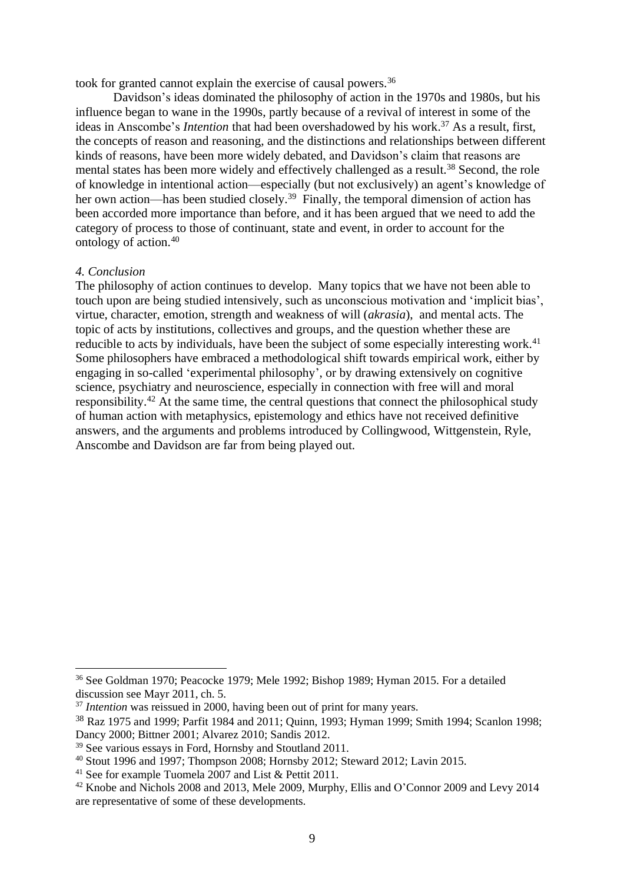took for granted cannot explain the exercise of causal powers.[36]

Davidson's ideas dominated the philosophy of action in the 1970s and 1980s, but his influence began to wane in the 1990s, partly because of a revival of interest in some of the ideas in Anscombe's *Intention* that had been overshadowed by his work.[37] As a result, first, the concepts of reason and reasoning, and the distinctions and relationships between different kinds of reasons, have been more widely debated, and Davidson's claim that reasons are mental states has been more widely and effectively challenged as a result.[38] Second, the role of knowledge in intentional action—especially (but not exclusively) an agent's knowledge of her own action—has been studied closely.[39] Finally, the temporal dimension of action has been accorded more importance than before, and it has been argued that we need to add the category of process to those of continuant, state and event, in order to account for the ontology of action.[40]

*4. Conclusion*

The philosophy of action continues to develop. Many topics that we have not been able to touch upon are being studied intensively, such as unconscious motivation and 'implicit bias', virtue, character, emotion, strength and weakness of will (*akrasia*), and mental acts. The topic of acts by institutions, collectives and groups, and the question whether these are reducible to acts by individuals, have been the subject of some especially interesting work.[41] Some philosophers have embraced a methodological shift towards empirical work, either by engaging in so-called 'experimental philosophy', or by drawing extensively on cognitive science, psychiatry and neuroscience, especially in connection with free will and moral responsibility.[42] At the same time, the central questions that connect the philosophical study of human action with metaphysics, epistemology and ethics have not received definitive answers, and the arguments and problems introduced by Collingwood, Wittgenstein, Ryle, Anscombe and Davidson are far from being played out.

---

[36] See Goldman 1970; Peacocke 1979; Mele 1992; Bishop 1989; Hyman 2015. For a detailed discussion see Mayr 2011, ch. 5.

[37] *Intention* was reissued in 2000, having been out of print for many years.

[38] Raz 1975 and 1999; Parfit 1984 and 2011; Quinn, 1993; Hyman 1999; Smith 1994; Scanlon 1998; Dancy 2000; Bittner 2001; Alvarez 2010; Sandis 2012.

[39] See various essays in Ford, Hornsby and Stoutland 2011.

[40] Stout 1996 and 1997; Thompson 2008; Hornsby 2012; Steward 2012; Lavin 2015.

[41] See for example Tuomela 2007 and List & Pettit 2011.

[42] Knobe and Nichols 2008 and 2013, Mele 2009, Murphy, Ellis and O'Connor 2009 and Levy 2014 are representative of some of these developments.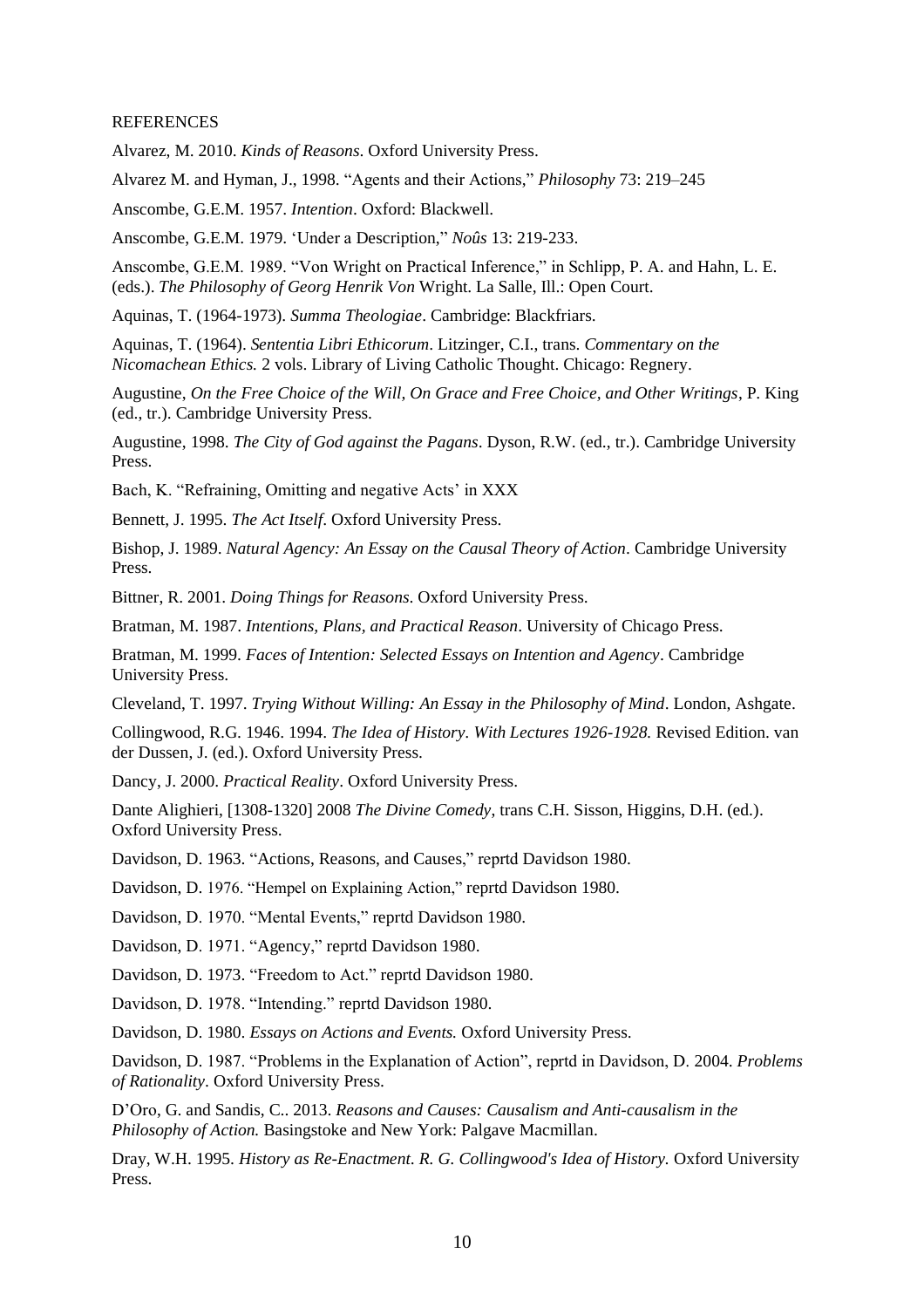REFERENCES

Alvarez, M. 2010. *Kinds of Reasons*. Oxford University Press.

Alvarez M. and Hyman, J., 1998. "Agents and their Actions," *Philosophy* 73: 219–245

Anscombe, G.E.M. 1957. *Intention*. Oxford: Blackwell.

Anscombe, G.E.M. 1979. 'Under a Description," *Noûs* 13: 219-233.

Anscombe, G.E.M. 1989. "Von Wright on Practical Inference," in Schlipp, P. A. and Hahn, L. E. (eds.). *The Philosophy of Georg Henrik Von* Wright. La Salle, Ill.: Open Court.

Aquinas, T. (1964-1973). *Summa Theologiae*. Cambridge: Blackfriars.

Aquinas, T. (1964). *Sententia Libri Ethicorum*. Litzinger, C.I., trans. *Commentary on the Nicomachean Ethics.* 2 vols. Library of Living Catholic Thought. Chicago: Regnery.

Augustine, *On the Free Choice of the Will, On Grace and Free Choice, and Other Writings*, P. King (ed., tr.). Cambridge University Press.

Augustine, 1998. *The City of God against the Pagans*. Dyson, R.W. (ed., tr.). Cambridge University Press.

Bach, K. "Refraining, Omitting and negative Acts' in XXX

Bennett, J. 1995. *The Act Itself*. Oxford University Press.

Bishop, J. 1989. *Natural Agency: An Essay on the Causal Theory of Action*. Cambridge University Press.

Bittner, R. 2001. *Doing Things for Reasons*. Oxford University Press.

Bratman, M. 1987. *Intentions, Plans, and Practical Reason*. University of Chicago Press.

Bratman, M. 1999. *Faces of Intention: Selected Essays on Intention and Agency*. Cambridge University Press.

Cleveland, T. 1997. *Trying Without Willing: An Essay in the Philosophy of Mind*. London, Ashgate.

Collingwood, R.G. 1946. 1994. *The Idea of History. With Lectures 1926-1928.* Revised Edition. van der Dussen, J. (ed.). Oxford University Press.

Dancy, J. 2000. *Practical Reality*. Oxford University Press.

Dante Alighieri, [1308-1320] 2008 *The Divine Comedy*, trans C.H. Sisson, Higgins, D.H. (ed.). Oxford University Press.

Davidson, D. 1963. "Actions, Reasons, and Causes," reprtd Davidson 1980.

Davidson, D. 1976. "Hempel on Explaining Action," reprtd Davidson 1980.

Davidson, D. 1970. "Mental Events," reprtd Davidson 1980.

Davidson, D. 1971. "Agency," reprtd Davidson 1980.

Davidson, D. 1973. "Freedom to Act." reprtd Davidson 1980.

Davidson, D. 1978. "Intending." reprtd Davidson 1980.

Davidson, D. 1980. *Essays on Actions and Events.* Oxford University Press.

Davidson, D. 1987. "Problems in the Explanation of Action", reprtd in Davidson, D. 2004. *Problems of Rationality*. Oxford University Press.

D'Oro, G. and Sandis, C.. 2013. *Reasons and Causes: Causalism and Anti-causalism in the Philosophy of Action.* Basingstoke and New York: Palgave Macmillan.

Dray, W.H. 1995. *History as Re-Enactment. R. G. Collingwood's Idea of History.* Oxford University Press.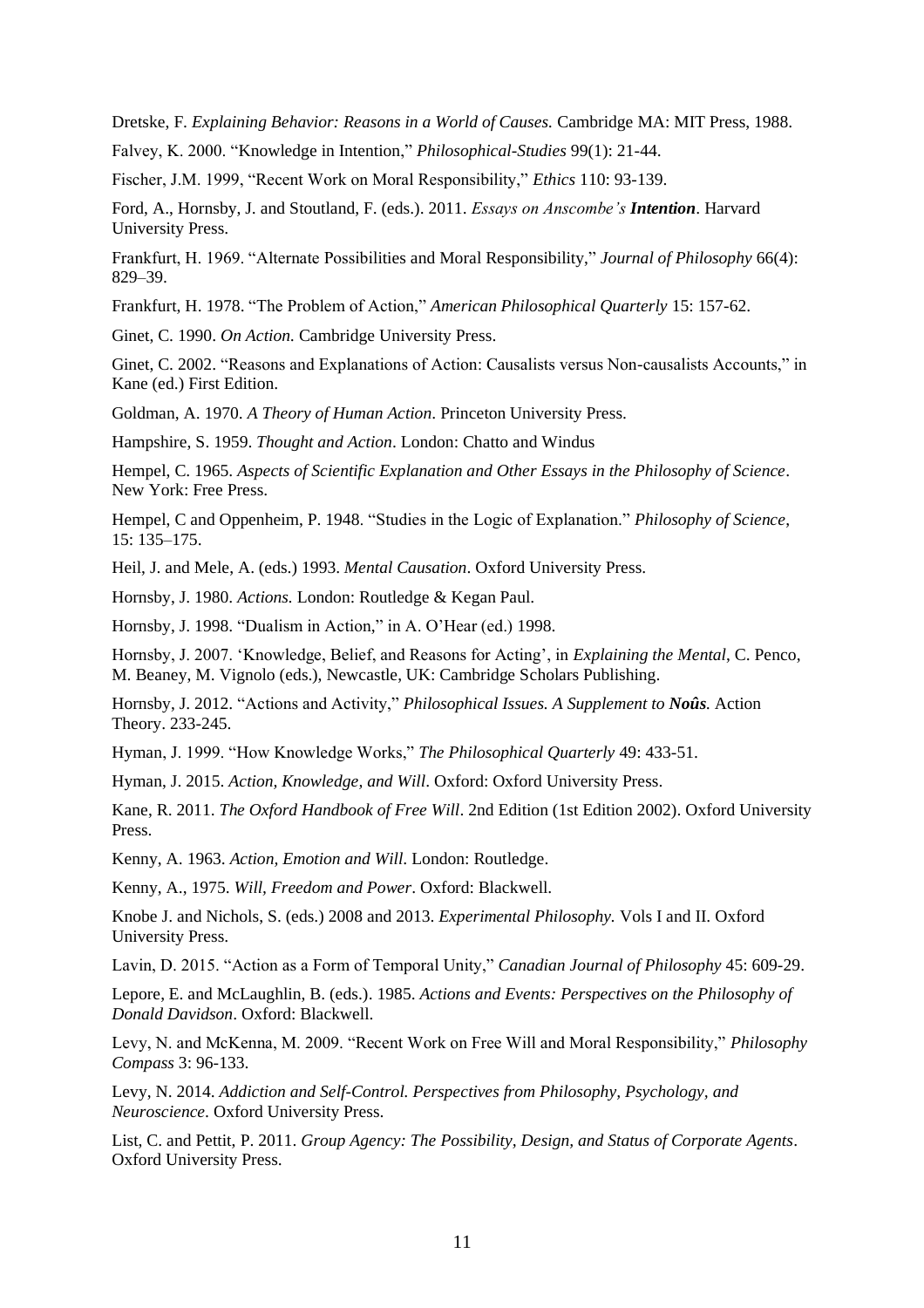Dretske, F. *Explaining Behavior: Reasons in a World of Causes.* Cambridge MA: MIT Press, 1988.

Falvey, K. 2000. "Knowledge in Intention," *Philosophical-Studies* 99(1): 21-44.

Fischer, J.M. 1999, "Recent Work on Moral Responsibility," *Ethics* 110: 93-139.

Ford, A., Hornsby, J. and Stoutland, F. (eds.). 2011. *Essays on Anscombe's **Intention***. Harvard University Press.

Frankfurt, H. 1969. "Alternate Possibilities and Moral Responsibility," *Journal of Philosophy* 66(4): 829–39.

Frankfurt, H. 1978. "The Problem of Action," *American Philosophical Quarterly* 15: 157-62.

Ginet, C. 1990. *On Action.* Cambridge University Press.

Ginet, C. 2002. "Reasons and Explanations of Action: Causalists versus Non-causalists Accounts," in Kane (ed.) First Edition.

Goldman, A. 1970. *A Theory of Human Action*. Princeton University Press.

Hampshire, S. 1959. *Thought and Action*. London: Chatto and Windus

Hempel, C. 1965. *Aspects of Scientific Explanation and Other Essays in the Philosophy of Science*. New York: Free Press.

Hempel, C and Oppenheim, P. 1948. "Studies in the Logic of Explanation." *Philosophy of Science*, 15: 135–175.

Heil, J. and Mele, A. (eds.) 1993. *Mental Causation*. Oxford University Press.

Hornsby, J. 1980. *Actions.* London: Routledge & Kegan Paul.

Hornsby, J. 1998. "Dualism in Action," in A. O'Hear (ed.) 1998.

Hornsby, J. 2007. 'Knowledge, Belief, and Reasons for Acting', in *Explaining the Mental*, C. Penco, M. Beaney, M. Vignolo (eds.), Newcastle, UK: Cambridge Scholars Publishing.

Hornsby, J. 2012. "Actions and Activity," *Philosophical Issues. A Supplement to **Noûs**.* Action Theory. 233-245.

Hyman, J. 1999. "How Knowledge Works," *The Philosophical Quarterly* 49: 433-51.

Hyman, J. 2015. *Action, Knowledge, and Will*. Oxford: Oxford University Press.

Kane, R. 2011. *The Oxford Handbook of Free Will*. 2nd Edition (1st Edition 2002). Oxford University Press.

Kenny, A. 1963. *Action, Emotion and Will.* London: Routledge.

Kenny, A., 1975. *Will, Freedom and Power*. Oxford: Blackwell.

Knobe J. and Nichols, S. (eds.) 2008 and 2013. *Experimental Philosophy.* Vols I and II. Oxford University Press.

Lavin, D. 2015. "Action as a Form of Temporal Unity," *Canadian Journal of Philosophy* 45: 609-29.

Lepore, E. and McLaughlin, B. (eds.). 1985. *Actions and Events: Perspectives on the Philosophy of Donald Davidson*. Oxford: Blackwell.

Levy, N. and McKenna, M. 2009. "Recent Work on Free Will and Moral Responsibility," *Philosophy Compass* 3: 96-133.

Levy, N. 2014. *Addiction and Self-Control. Perspectives from Philosophy, Psychology, and Neuroscience*. Oxford University Press.

List, C. and Pettit, P. 2011. *Group Agency: The Possibility, Design, and Status of Corporate Agents*. Oxford University Press.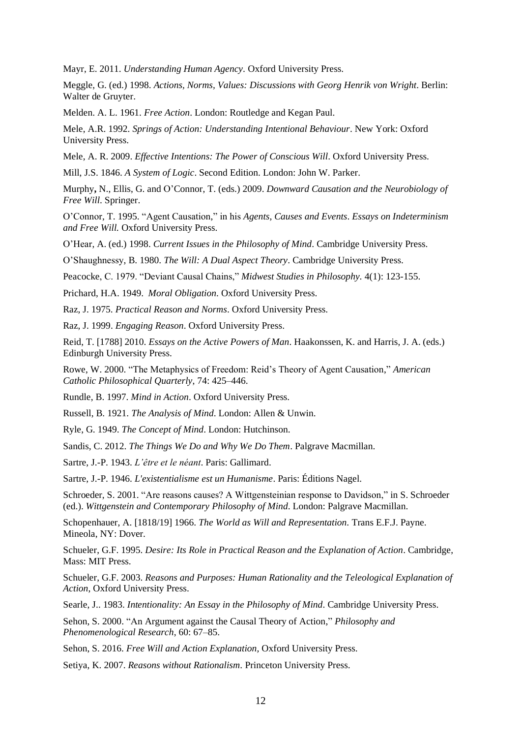Mayr, E. 2011. *Understanding Human Agency*. Oxford University Press.

Meggle, G. (ed.) 1998. *Actions, Norms, Values: Discussions with Georg Henrik von Wright*. Berlin: Walter de Gruyter.

Melden. A. L. 1961. *Free Action*. London: Routledge and Kegan Paul.

Mele, A.R. 1992. *Springs of Action: Understanding Intentional Behaviour*. New York: Oxford University Press.

Mele, A. R. 2009. *Effective Intentions: The Power of Conscious Will*. Oxford University Press.

Mill, J.S. 1846. *A System of Logic*. Second Edition. London: John W. Parker.

Murphy**,** N., Ellis, G. and O'Connor, T. (eds.) 2009. *Downward Causation and the Neurobiology of Free Will*. Springer.

O'Connor, T. 1995. "Agent Causation," in his *Agents, Causes and Events. Essays on Indeterminism and Free Will.* Oxford University Press.

O'Hear, A. (ed.) 1998. *Current Issues in the Philosophy of Mind*. Cambridge University Press.

O'Shaughnessy, B. 1980. *The Will: A Dual Aspect Theory*. Cambridge University Press.

Peacocke, C. 1979. "Deviant Causal Chains," *Midwest Studies in Philosophy*. 4(1): 123-155.

Prichard, H.A. 1949. *Moral Obligation*. Oxford University Press.

Raz, J. 1975. *Practical Reason and Norms*. Oxford University Press.

Raz, J. 1999. *Engaging Reason*. Oxford University Press.

Reid, T. [1788] 2010. *Essays on the Active Powers of Man*. Haakonssen, K. and Harris, J. A. (eds.) Edinburgh University Press.

Rowe, W. 2000. "The Metaphysics of Freedom: Reid's Theory of Agent Causation," *American Catholic Philosophical Quarterly*, 74: 425–446.

Rundle, B. 1997. *Mind in Action*. Oxford University Press.

Russell, B. 1921. *The Analysis of Mind*. London: Allen & Unwin.

Ryle, G. 1949. *The Concept of Mind*. London: Hutchinson.

Sandis, C. 2012. *The Things We Do and Why We Do Them*. Palgrave Macmillan.

Sartre, J.-P. 1943. *L'être et le néant*. Paris: Gallimard.

Sartre, J.-P. 1946. *L'existentialisme est un Humanisme*. Paris: Éditions Nagel.

Schroeder, S. 2001. "Are reasons causes? A Wittgensteinian response to Davidson," in S. Schroeder (ed.). *Wittgenstein and Contemporary Philosophy of Mind*. London: Palgrave Macmillan.

Schopenhauer, A. [1818/19] 1966. *The World as Will and Representation*. Trans E.F.J. Payne. Mineola, NY: Dover.

Schueler, G.F. 1995. *Desire: Its Role in Practical Reason and the Explanation of Action*. Cambridge, Mass: MIT Press.

Schueler, G.F. 2003. *Reasons and Purposes: Human Rationality and the Teleological Explanation of Action*, Oxford University Press.

Searle, J.. 1983. *Intentionality: An Essay in the Philosophy of Mind*. Cambridge University Press.

Sehon, S. 2000. "An Argument against the Causal Theory of Action," *Philosophy and Phenomenological Research*, 60: 67–85.

Sehon, S. 2016. *Free Will and Action Explanation,* Oxford University Press.

Setiya, K. 2007. *Reasons without Rationalism*. Princeton University Press.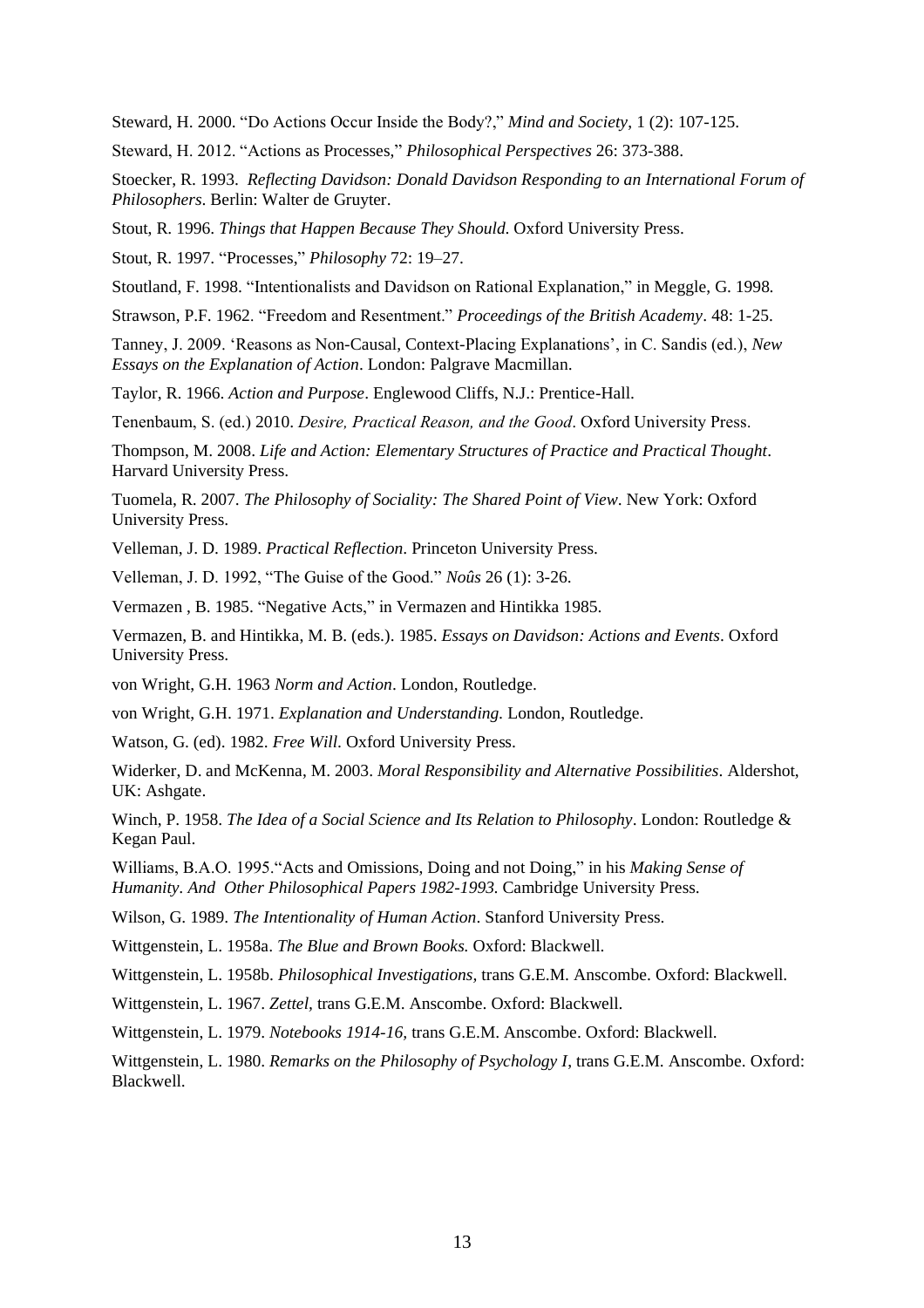Steward, H. 2000. "Do Actions Occur Inside the Body?," *Mind and Society*, 1 (2): 107-125.

Steward, H. 2012. "Actions as Processes," *Philosophical Perspectives* 26: 373-388.

Stoecker, R. 1993. *Reflecting Davidson: Donald Davidson Responding to an International Forum of Philosophers*. Berlin: Walter de Gruyter.

Stout, R. 1996. *Things that Happen Because They Should*. Oxford University Press.

Stout, R. 1997. "Processes," *Philosophy* 72: 19–27.

Stoutland, F. 1998. "Intentionalists and Davidson on Rational Explanation," in Meggle, G. 1998.

Strawson, P.F. 1962. "Freedom and Resentment." *Proceedings of the British Academy*. 48: 1-25.

Tanney, J. 2009. 'Reasons as Non-Causal, Context-Placing Explanations', in C. Sandis (ed.), *New Essays on the Explanation of Action*. London: Palgrave Macmillan.

Taylor, R. 1966. *Action and Purpose*. Englewood Cliffs, N.J.: Prentice-Hall.

Tenenbaum, S. (ed.) 2010. *Desire, Practical Reason, and the Good*. Oxford University Press.

Thompson, M. 2008. *Life and Action: Elementary Structures of Practice and Practical Thought*. Harvard University Press.

Tuomela, R. 2007. *The Philosophy of Sociality: The Shared Point of View*. New York: Oxford University Press.

Velleman, J. D. 1989. *Practical Reflection*. Princeton University Press.

Velleman, J. D. 1992, "The Guise of the Good." *Noûs* 26 (1): 3-26.

Vermazen , B. 1985. "Negative Acts," in Vermazen and Hintikka 1985.

Vermazen, B. and Hintikka, M. B. (eds.). 1985. *Essays on Davidson: Actions and Events*. Oxford University Press.

von Wright, G.H. 1963 *Norm and Action*. London, Routledge.

von Wright, G.H. 1971. *Explanation and Understanding.* London, Routledge.

Watson, G. (ed). 1982. *Free Will.* Oxford University Press.

Widerker, D. and McKenna, M. 2003. *Moral Responsibility and Alternative Possibilities*. Aldershot, UK: Ashgate.

Winch, P. 1958. *The Idea of a Social Science and Its Relation to Philosophy*. London: Routledge & Kegan Paul.

Williams, B.A.O. 1995."Acts and Omissions, Doing and not Doing," in his *Making Sense of Humanity. And Other Philosophical Papers 1982-1993.* Cambridge University Press.

Wilson, G. 1989. *The Intentionality of Human Action*. Stanford University Press.

Wittgenstein, L. 1958a. *The Blue and Brown Books.* Oxford: Blackwell.

Wittgenstein, L. 1958b. *Philosophical Investigations,* trans G.E.M. Anscombe. Oxford: Blackwell.

Wittgenstein, L. 1967. *Zettel,* trans G.E.M. Anscombe. Oxford: Blackwell.

Wittgenstein, L. 1979. *Notebooks 1914-16,* trans G.E.M. Anscombe. Oxford: Blackwell.

Wittgenstein, L. 1980. *Remarks on the Philosophy of Psychology I*, trans G.E.M. Anscombe. Oxford: Blackwell.